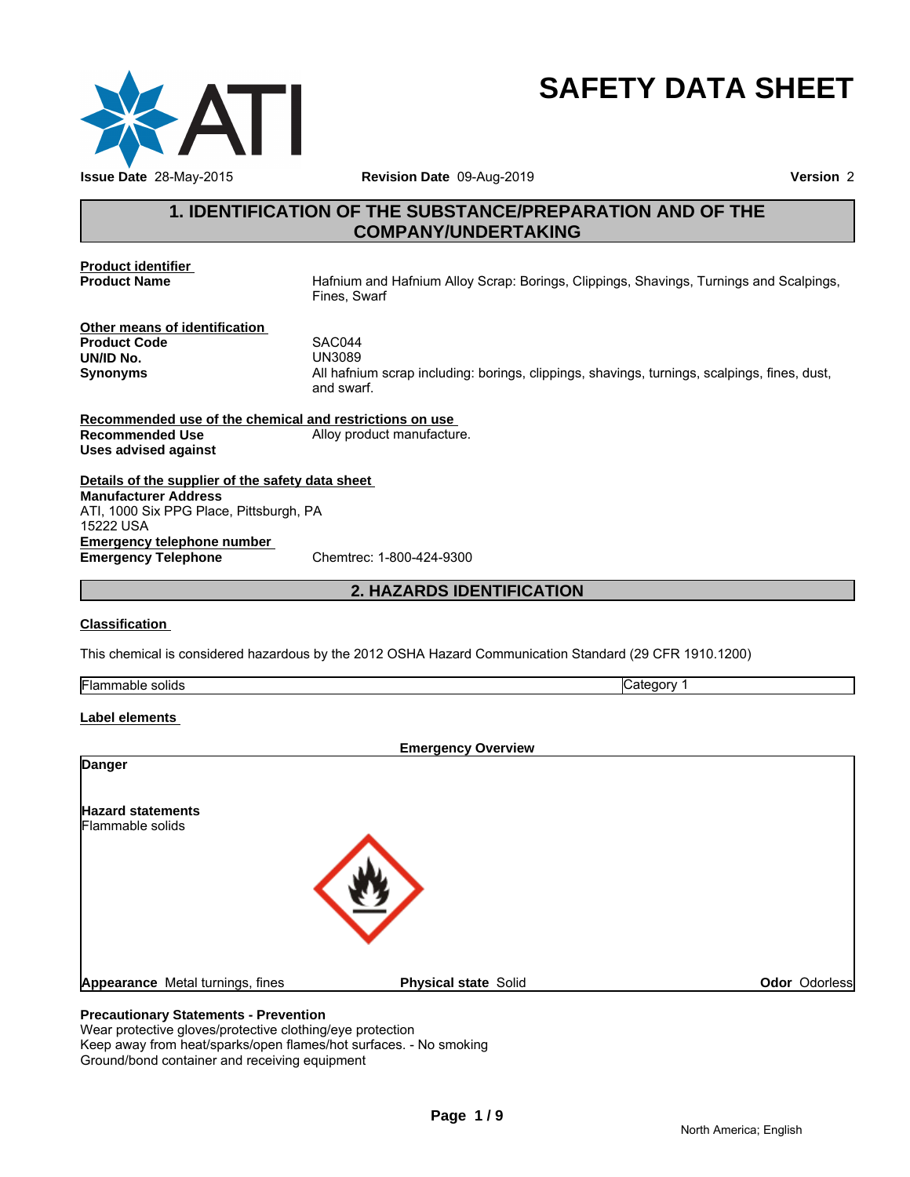# SAFETY DATA SHEET

**Issue Date** 28-May-2015 **Revision Date** 09-Aug-2019 **Version** 2

## 1. IDENTIFICATION OF THE SUBSTANCE/PREPARATION AND OF THE COMPANY/UNDERTAKING

**Product identifier**

**Product Name** Hafnium and Hafnium Alloy Scrap: Borings, Clippings, Shavings, Turnings and Scalpings, Fines, Swarf

**Other means of identification**

**Product Code** SAC044
**UN/ID No.** UN3089
**Synonyms** All hafnium scrap including: borings, clippings, shavings, turnings, scalpings, fines, dust, and swarf.

**Recommended use of the chemical and restrictions on use**

**Recommended Use** Alloy product manufacture.
**Uses advised against**

**Details of the supplier of the safety data sheet**

**Manufacturer Address**
ATI, 1000 Six PPG Place, Pittsburgh, PA
15222 USA

**Emergency telephone number**

**Emergency Telephone** Chemtrec: 1-800-424-9300

## 2. HAZARDS IDENTIFICATION

**Classification**

This chemical is considered hazardous by the 2012 OSHA Hazard Communication Standard (29 CFR 1910.1200)

| Flammable solids | Category 1 |
|---|---|

**Label elements**

**Emergency Overview**

**Danger**

**Hazard statements**
Flammable solids

**Appearance** Metal turnings, fines **Physical state** Solid **Odor** Odorless

**Precautionary Statements - Prevention**
Wear protective gloves/protective clothing/eye protection
Keep away from heat/sparks/open flames/hot surfaces. - No smoking
Ground/bond container and receiving equipment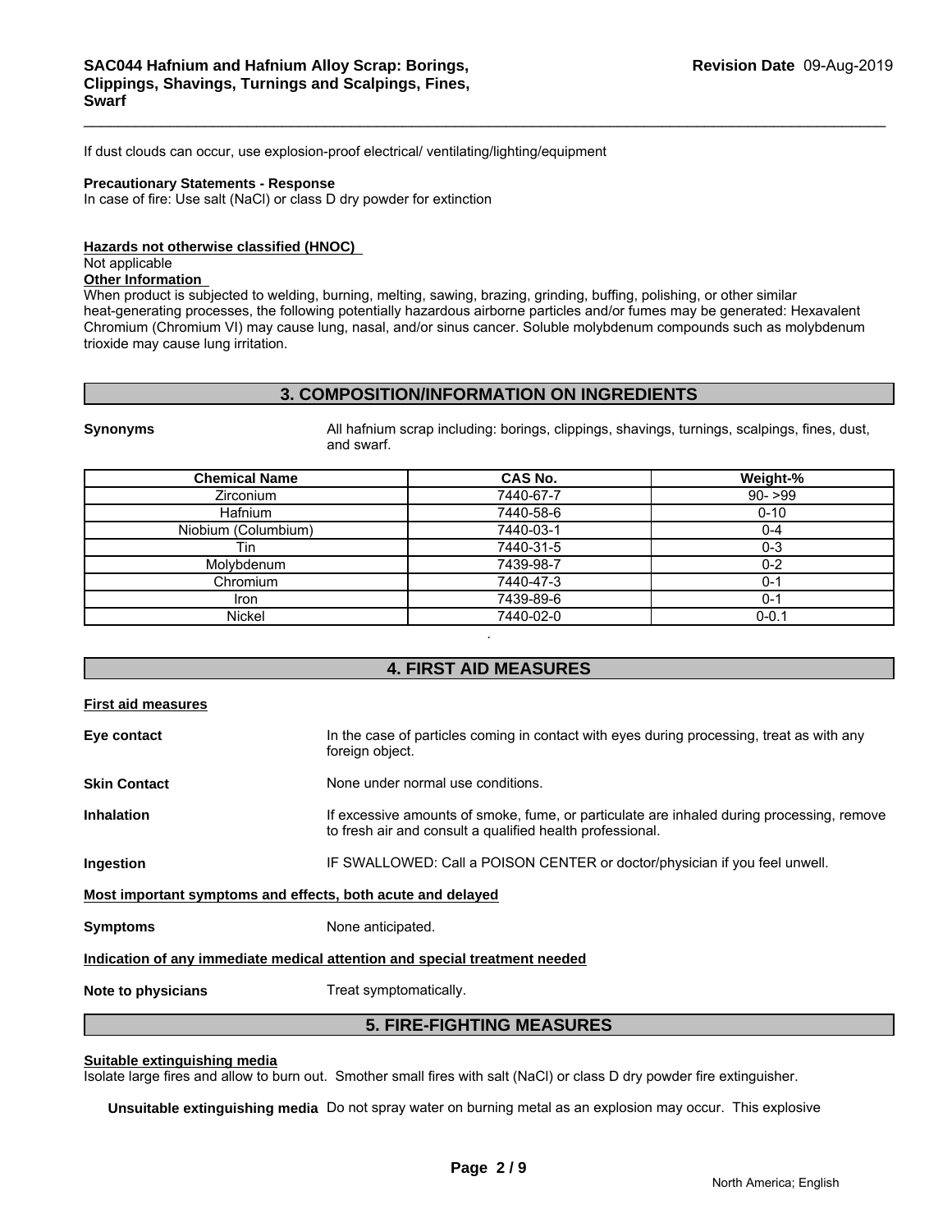If dust clouds can occur, use explosion-proof electrical/ ventilating/lighting/equipment

**Precautionary Statements - Response**
In case of fire: Use salt (NaCl) or class D dry powder for extinction

**Hazards not otherwise classified (HNOC)**
Not applicable

**Other Information**
When product is subjected to welding, burning, melting, sawing, brazing, grinding, buffing, polishing, or other similar heat-generating processes, the following potentially hazardous airborne particles and/or fumes may be generated: Hexavalent Chromium (Chromium VI) may cause lung, nasal, and/or sinus cancer. Soluble molybdenum compounds such as molybdenum trioxide may cause lung irritation.

## 3. COMPOSITION/INFORMATION ON INGREDIENTS

**Synonyms** All hafnium scrap including: borings, clippings, shavings, turnings, scalpings, fines, dust, and swarf.

| Chemical Name | CAS No. | Weight-% |
|---|---|---|
| Zirconium | 7440-67-7 | 90- >99 |
| Hafnium | 7440-58-6 | 0-10 |
| Niobium (Columbium) | 7440-03-1 | 0-4 |
| Tin | 7440-31-5 | 0-3 |
| Molybdenum | 7439-98-7 | 0-2 |
| Chromium | 7440-47-3 | 0-1 |
| Iron | 7439-89-6 | 0-1 |
| Nickel | 7440-02-0 | 0-0.1 |

.

## 4. FIRST AID MEASURES

**First aid measures**

**Eye contact** In the case of particles coming in contact with eyes during processing, treat as with any foreign object.

**Skin Contact** None under normal use conditions.

**Inhalation** If excessive amounts of smoke, fume, or particulate are inhaled during processing, remove to fresh air and consult a qualified health professional.

**Ingestion** IF SWALLOWED: Call a POISON CENTER or doctor/physician if you feel unwell.

**Most important symptoms and effects, both acute and delayed**

**Symptoms** None anticipated.

**Indication of any immediate medical attention and special treatment needed**

**Note to physicians** Treat symptomatically.

## 5. FIRE-FIGHTING MEASURES

**Suitable extinguishing media**
Isolate large fires and allow to burn out. Smother small fires with salt (NaCl) or class D dry powder fire extinguisher.

**Unsuitable extinguishing media** Do not spray water on burning metal as an explosion may occur. This explosive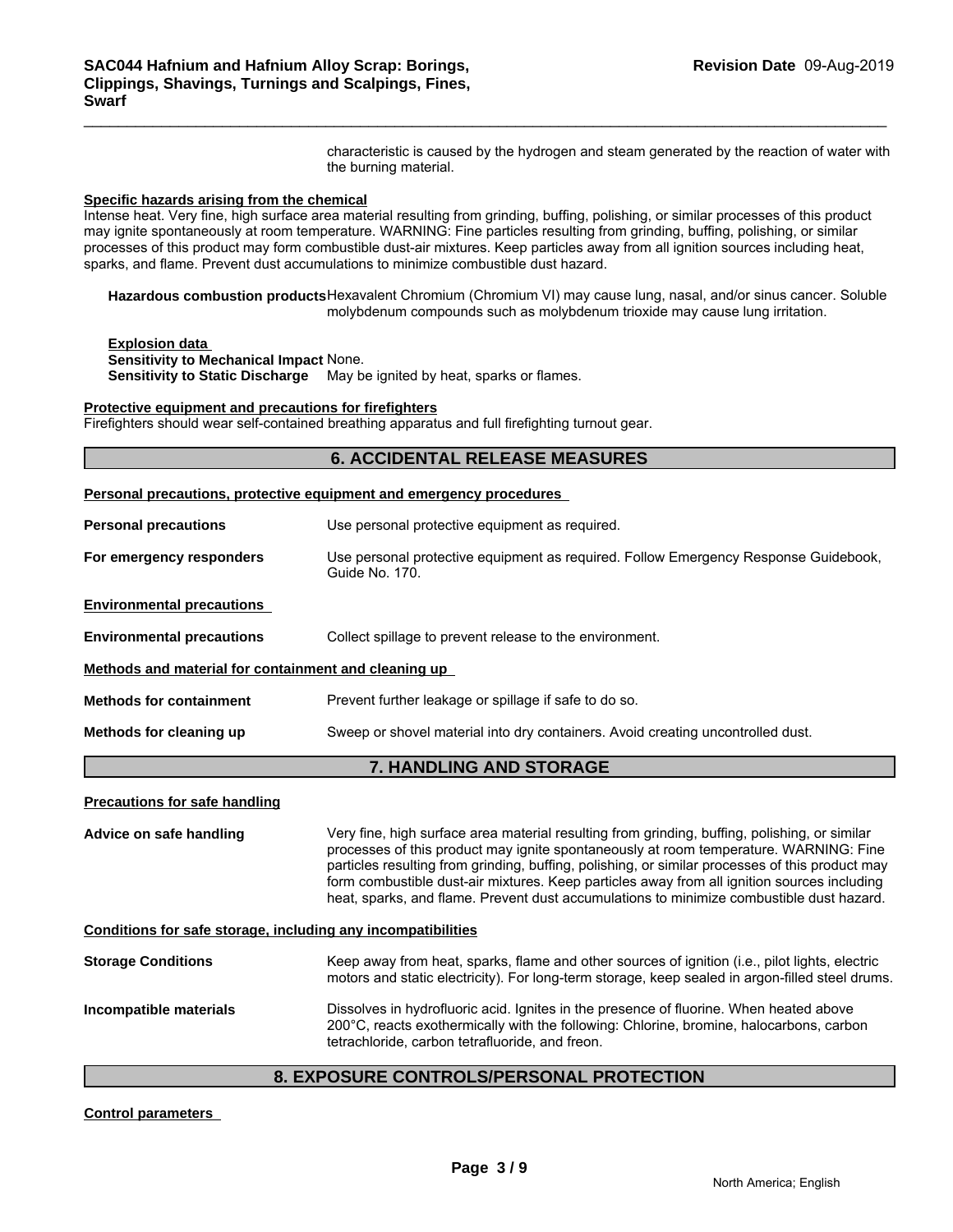characteristic is caused by the hydrogen and steam generated by the reaction of water with the burning material.

**Specific hazards arising from the chemical**

Intense heat. Very fine, high surface area material resulting from grinding, buffing, polishing, or similar processes of this product may ignite spontaneously at room temperature. WARNING: Fine particles resulting from grinding, buffing, polishing, or similar processes of this product may form combustible dust-air mixtures. Keep particles away from all ignition sources including heat, sparks, and flame. Prevent dust accumulations to minimize combustible dust hazard.

**Hazardous combustion products** Hexavalent Chromium (Chromium VI) may cause lung, nasal, and/or sinus cancer. Soluble molybdenum compounds such as molybdenum trioxide may cause lung irritation.

**Explosion data**

**Sensitivity to Mechanical Impact** None.

**Sensitivity to Static Discharge** May be ignited by heat, sparks or flames.

**Protective equipment and precautions for firefighters**

Firefighters should wear self-contained breathing apparatus and full firefighting turnout gear.

## 6. ACCIDENTAL RELEASE MEASURES

**Personal precautions, protective equipment and emergency procedures**

**Personal precautions** Use personal protective equipment as required.

**For emergency responders** Use personal protective equipment as required. Follow Emergency Response Guidebook, Guide No. 170.

**Environmental precautions**

**Environmental precautions** Collect spillage to prevent release to the environment.

**Methods and material for containment and cleaning up**

**Methods for containment** Prevent further leakage or spillage if safe to do so.

**Methods for cleaning up** Sweep or shovel material into dry containers. Avoid creating uncontrolled dust.

## 7. HANDLING AND STORAGE

**Precautions for safe handling**

**Advice on safe handling** Very fine, high surface area material resulting from grinding, buffing, polishing, or similar processes of this product may ignite spontaneously at room temperature. WARNING: Fine particles resulting from grinding, buffing, polishing, or similar processes of this product may form combustible dust-air mixtures. Keep particles away from all ignition sources including heat, sparks, and flame. Prevent dust accumulations to minimize combustible dust hazard.

**Conditions for safe storage, including any incompatibilities**

**Storage Conditions** Keep away from heat, sparks, flame and other sources of ignition (i.e., pilot lights, electric motors and static electricity). For long-term storage, keep sealed in argon-filled steel drums.

**Incompatible materials** Dissolves in hydrofluoric acid. Ignites in the presence of fluorine. When heated above 200°C, reacts exothermically with the following: Chlorine, bromine, halocarbons, carbon tetrachloride, carbon tetrafluoride, and freon.

## 8. EXPOSURE CONTROLS/PERSONAL PROTECTION

**Control parameters**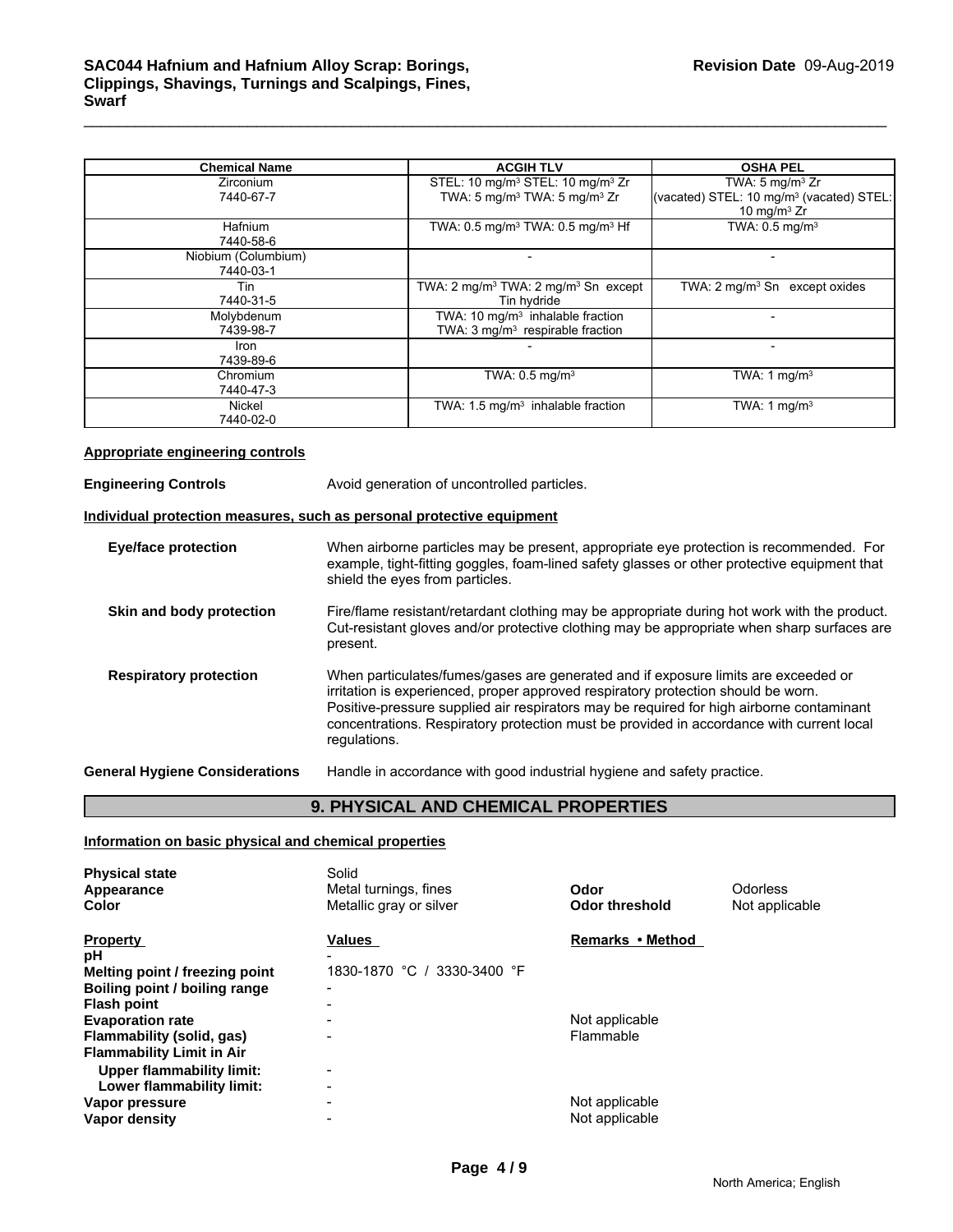| Chemical Name | ACGIH TLV | OSHA PEL |
|---|---|---|
| Zirconium<br>7440-67-7 | STEL: 10 mg/m$^3$ STEL: 10 mg/m$^3$ Zr<br>TWA: 5 mg/m$^3$ TWA: 5 mg/m$^3$ Zr | TWA: 5 mg/m$^3$ Zr<br>(vacated) STEL: 10 mg/m$^3$ (vacated) STEL: 10 mg/m$^3$ Zr |
| Hafnium<br>7440-58-6 | TWA: 0.5 mg/m$^3$ TWA: 0.5 mg/m$^3$ Hf | TWA: 0.5 mg/m$^3$ |
| Niobium (Columbium)<br>7440-03-1 | - | - |
| Tin<br>7440-31-5 | TWA: 2 mg/m$^3$ TWA: 2 mg/m$^3$ Sn except Tin hydride | TWA: 2 mg/m$^3$ Sn except oxides |
| Molybdenum<br>7439-98-7 | TWA: 10 mg/m$^3$ inhalable fraction<br>TWA: 3 mg/m$^3$ respirable fraction | - |
| Iron<br>7439-89-6 | - | - |
| Chromium<br>7440-47-3 | TWA: 0.5 mg/m$^3$ | TWA: 1 mg/m$^3$ |
| Nickel<br>7440-02-0 | TWA: 1.5 mg/m$^3$ inhalable fraction | TWA: 1 mg/m$^3$ |

**Appropriate engineering controls**

**Engineering Controls** Avoid generation of uncontrolled particles.

**Individual protection measures, such as personal protective equipment**

**Eye/face protection** When airborne particles may be present, appropriate eye protection is recommended. For example, tight-fitting goggles, foam-lined safety glasses or other protective equipment that shield the eyes from particles.

**Skin and body protection** Fire/flame resistant/retardant clothing may be appropriate during hot work with the product. Cut-resistant gloves and/or protective clothing may be appropriate when sharp surfaces are present.

**Respiratory protection** When particulates/fumes/gases are generated and if exposure limits are exceeded or irritation is experienced, proper approved respiratory protection should be worn. Positive-pressure supplied air respirators may be required for high airborne contaminant concentrations. Respiratory protection must be provided in accordance with current local regulations.

**General Hygiene Considerations** Handle in accordance with good industrial hygiene and safety practice.

## 9. PHYSICAL AND CHEMICAL PROPERTIES

**Information on basic physical and chemical properties**

| | | | |
|---|---|---|---|
| **Physical state** | Solid | | |
| **Appearance** | Metal turnings, fines | **Odor** | Odorless |
| **Color** | Metallic gray or silver | **Odor threshold** | Not applicable |

| **Property** | **Values** | **Remarks • Method** |
|---|---|---|
| **pH** | - | |
| **Melting point / freezing point** | 1830-1870 °C / 3330-3400 °F | |
| **Boiling point / boiling range** | - | |
| **Flash point** | - | |
| **Evaporation rate** | - | Not applicable |
| **Flammability (solid, gas)** | - | Flammable |
| **Flammability Limit in Air** | | |
| **Upper flammability limit:** | - | |
| **Lower flammability limit:** | - | |
| **Vapor pressure** | - | Not applicable |
| **Vapor density** | - | Not applicable |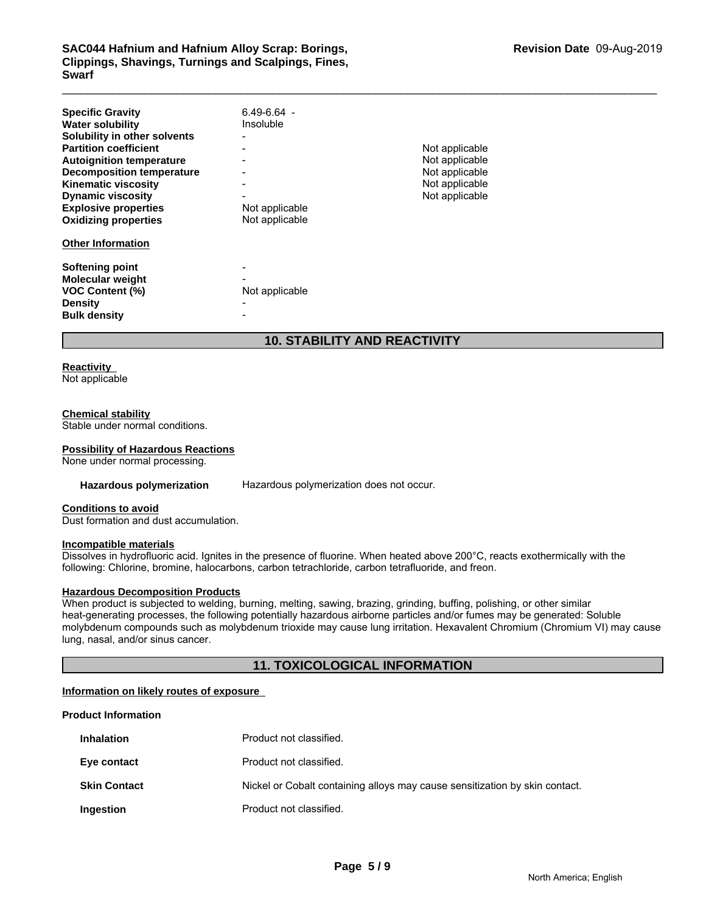| | | |
|---|---|---|
| **Specific Gravity** | 6.49-6.64 - | |
| **Water solubility** | Insoluble | |
| **Solubility in other solvents** | - | |
| **Partition coefficient** | - | Not applicable |
| **Autoignition temperature** | - | Not applicable |
| **Decomposition temperature** | - | Not applicable |
| **Kinematic viscosity** | - | Not applicable |
| **Dynamic viscosity** | - | Not applicable |
| **Explosive properties** | Not applicable | |
| **Oxidizing properties** | Not applicable | |

**Other Information**

| | |
|---|---|
| **Softening point** | - |
| **Molecular weight** | - |
| **VOC Content (%)** | Not applicable |
| **Density** | - |
| **Bulk density** | - |

## 10. STABILITY AND REACTIVITY

**Reactivity**
Not applicable

**Chemical stability**
Stable under normal conditions.

**Possibility of Hazardous Reactions**
None under normal processing.

**Hazardous polymerization** Hazardous polymerization does not occur.

**Conditions to avoid**
Dust formation and dust accumulation.

**Incompatible materials**
Dissolves in hydrofluoric acid. Ignites in the presence of fluorine. When heated above 200°C, reacts exothermically with the following: Chlorine, bromine, halocarbons, carbon tetrachloride, carbon tetrafluoride, and freon.

**Hazardous Decomposition Products**
When product is subjected to welding, burning, melting, sawing, brazing, grinding, buffing, polishing, or other similar heat-generating processes, the following potentially hazardous airborne particles and/or fumes may be generated: Soluble molybdenum compounds such as molybdenum trioxide may cause lung irritation. Hexavalent Chromium (Chromium VI) may cause lung, nasal, and/or sinus cancer.

## 11. TOXICOLOGICAL INFORMATION

**Information on likely routes of exposure**

**Product Information**

| | |
|---|---|
| **Inhalation** | Product not classified. |
| **Eye contact** | Product not classified. |
| **Skin Contact** | Nickel or Cobalt containing alloys may cause sensitization by skin contact. |
| **Ingestion** | Product not classified. |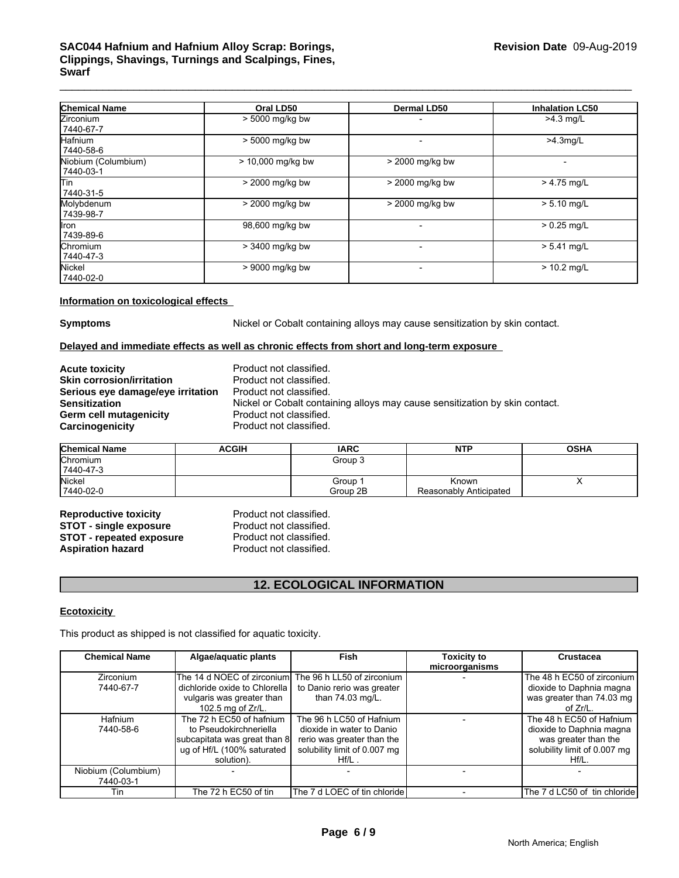| Chemical Name | Oral LD50 | Dermal LD50 | Inhalation LC50 |
|---|---|---|---|
| Zirconium 7440-67-7 | > 5000 mg/kg bw | - | >4.3 mg/L |
| Hafnium 7440-58-6 | > 5000 mg/kg bw | - | >4.3mg/L |
| Niobium (Columbium) 7440-03-1 | > 10,000 mg/kg bw | > 2000 mg/kg bw | - |
| Tin 7440-31-5 | > 2000 mg/kg bw | > 2000 mg/kg bw | > 4.75 mg/L |
| Molybdenum 7439-98-7 | > 2000 mg/kg bw | > 2000 mg/kg bw | > 5.10 mg/L |
| Iron 7439-89-6 | 98,600 mg/kg bw | - | > 0.25 mg/L |
| Chromium 7440-47-3 | > 3400 mg/kg bw | - | > 5.41 mg/L |
| Nickel 7440-02-0 | > 9000 mg/kg bw | - | > 10.2 mg/L |

**Information on toxicological effects**

**Symptoms** Nickel or Cobalt containing alloys may cause sensitization by skin contact.

**Delayed and immediate effects as well as chronic effects from short and long-term exposure**

**Acute toxicity** Product not classified.
**Skin corrosion/irritation** Product not classified.
**Serious eye damage/eye irritation** Product not classified.
**Sensitization** Nickel or Cobalt containing alloys may cause sensitization by skin contact.
**Germ cell mutagenicity** Product not classified.
**Carcinogenicity** Product not classified.

| Chemical Name | ACGIH | IARC | NTP | OSHA |
|---|---|---|---|---|
| Chromium 7440-47-3 | | Group 3 | | |
| Nickel 7440-02-0 | | Group 1 Group 2B | Known Reasonably Anticipated | X |

**Reproductive toxicity** Product not classified.
**STOT - single exposure** Product not classified.
**STOT - repeated exposure** Product not classified.
**Aspiration hazard** Product not classified.

## 12. ECOLOGICAL INFORMATION

**Ecotoxicity**

This product as shipped is not classified for aquatic toxicity.

| Chemical Name | Algae/aquatic plants | Fish | Toxicity to microorganisms | Crustacea |
|---|---|---|---|---|
| Zirconium 7440-67-7 | The 14 d NOEC of zirconium dichloride oxide to Chlorella vulgaris was greater than 102.5 mg of Zr/L. | The 96 h LL50 of zirconium to Danio rerio was greater than 74.03 mg/L. | - | The 48 h EC50 of zirconium dioxide to Daphnia magna was greater than 74.03 mg of Zr/L. |
| Hafnium 7440-58-6 | The 72 h EC50 of hafnium to Pseudokirchneriella subcapitata was great than 8 ug of Hf/L (100% saturated solution). | The 96 h LC50 of Hafnium dioxide in water to Danio rerio was greater than the solubility limit of 0.007 mg Hf/L . | - | The 48 h EC50 of Hafnium dioxide to Daphnia magna was greater than the solubility limit of 0.007 mg Hf/L. |
| Niobium (Columbium) 7440-03-1 | - | - | - | - |
| Tin | The 72 h EC50 of tin | The 7 d LOEC of tin chloride | - | The 7 d LC50 of tin chloride |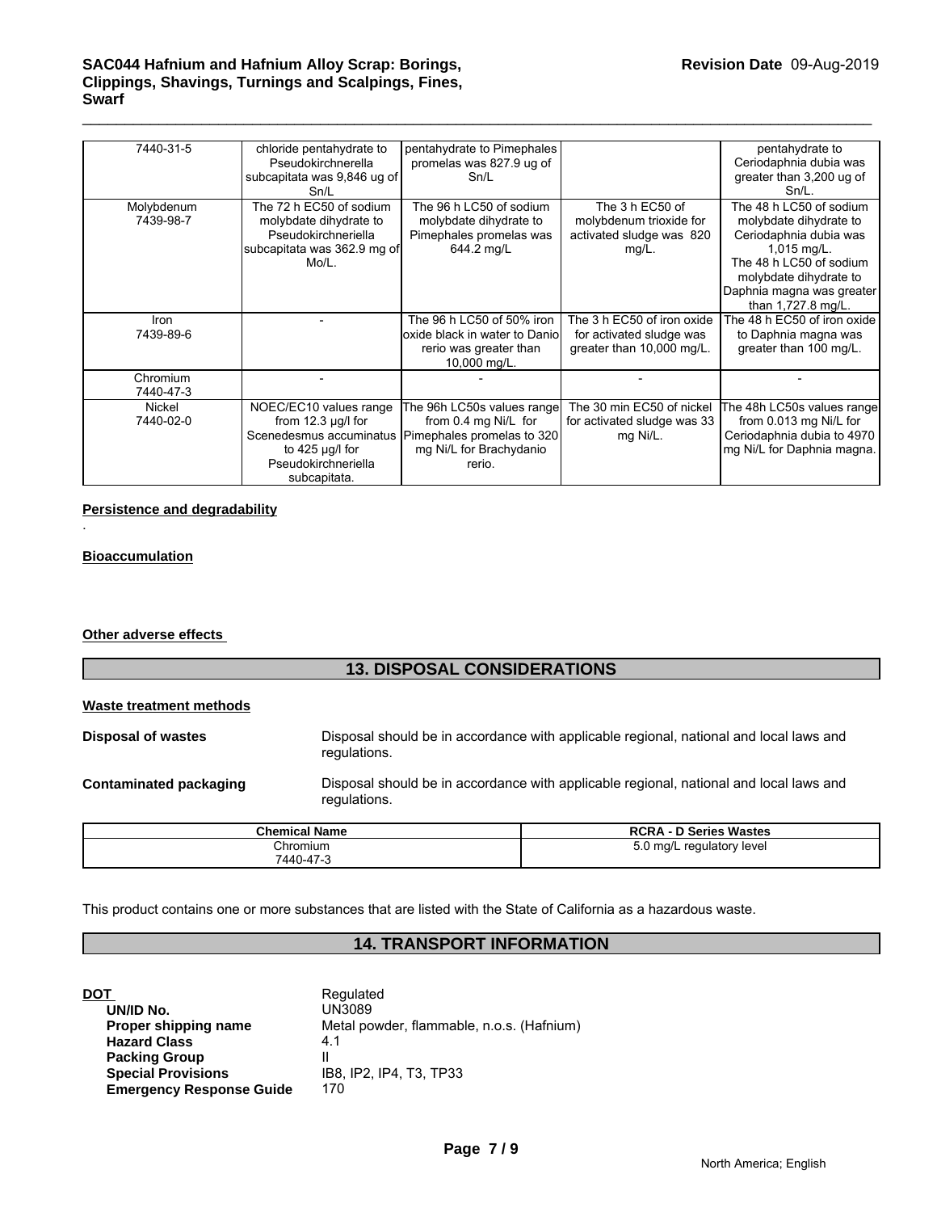| | | | | |
|---|---|---|---|---|
| 7440-31-5 | chloride pentahydrate to Pseudokirchnerella subcapitata was 9,846 ug of Sn/L | pentahydrate to Pimephales promelas was 827.9 ug of Sn/L | | pentahydrate to Ceriodaphnia dubia was greater than 3,200 ug of Sn/L. |
| Molybdenum 7439-98-7 | The 72 h EC50 of sodium molybdate dihydrate to Pseudokirchneriella subcapitata was 362.9 mg of Mo/L. | The 96 h LC50 of sodium molybdate dihydrate to Pimephales promelas was 644.2 mg/L | The 3 h EC50 of molybdenum trioxide for activated sludge was 820 mg/L. | The 48 h LC50 of sodium molybdate dihydrate to Ceriodaphnia dubia was 1,015 mg/L. The 48 h LC50 of sodium molybdate dihydrate to Daphnia magna was greater than 1,727.8 mg/L. |
| Iron 7439-89-6 | - | The 96 h LC50 of 50% iron oxide black in water to Danio rerio was greater than 10,000 mg/L. | The 3 h EC50 of iron oxide for activated sludge was greater than 10,000 mg/L. | The 48 h EC50 of iron oxide to Daphnia magna was greater than 100 mg/L. |
| Chromium 7440-47-3 | - | - | - | - |
| Nickel 7440-02-0 | NOEC/EC10 values range from 12.3 µg/l for Scenedesmus accuminatus to 425 µg/l for Pseudokirchneriella subcapitata. | The 96h LC50s values range from 0.4 mg Ni/L for Pimephales promelas to 320 mg Ni/L for Brachydanio rerio. | The 30 min EC50 of nickel for activated sludge was 33 mg Ni/L. | The 48h LC50s values range from 0.013 mg Ni/L for Ceriodaphnia dubia to 4970 mg Ni/L for Daphnia magna. |

**Persistence and degradability**

.

**Bioaccumulation**

**Other adverse effects**

## 13. DISPOSAL CONSIDERATIONS

**Waste treatment methods**

**Disposal of wastes** Disposal should be in accordance with applicable regional, national and local laws and regulations.

**Contaminated packaging** Disposal should be in accordance with applicable regional, national and local laws and regulations.

| Chemical Name | RCRA - D Series Wastes |
|---|---|
| Chromium 7440-47-3 | 5.0 mg/L regulatory level |

This product contains one or more substances that are listed with the State of California as a hazardous waste.

## 14. TRANSPORT INFORMATION

**DOT** Regulated
- **UN/ID No.** UN3089
- **Proper shipping name** Metal powder, flammable, n.o.s. (Hafnium)
- **Hazard Class** 4.1
- **Packing Group** II
- **Special Provisions** IB8, IP2, IP4, T3, TP33
- **Emergency Response Guide** 170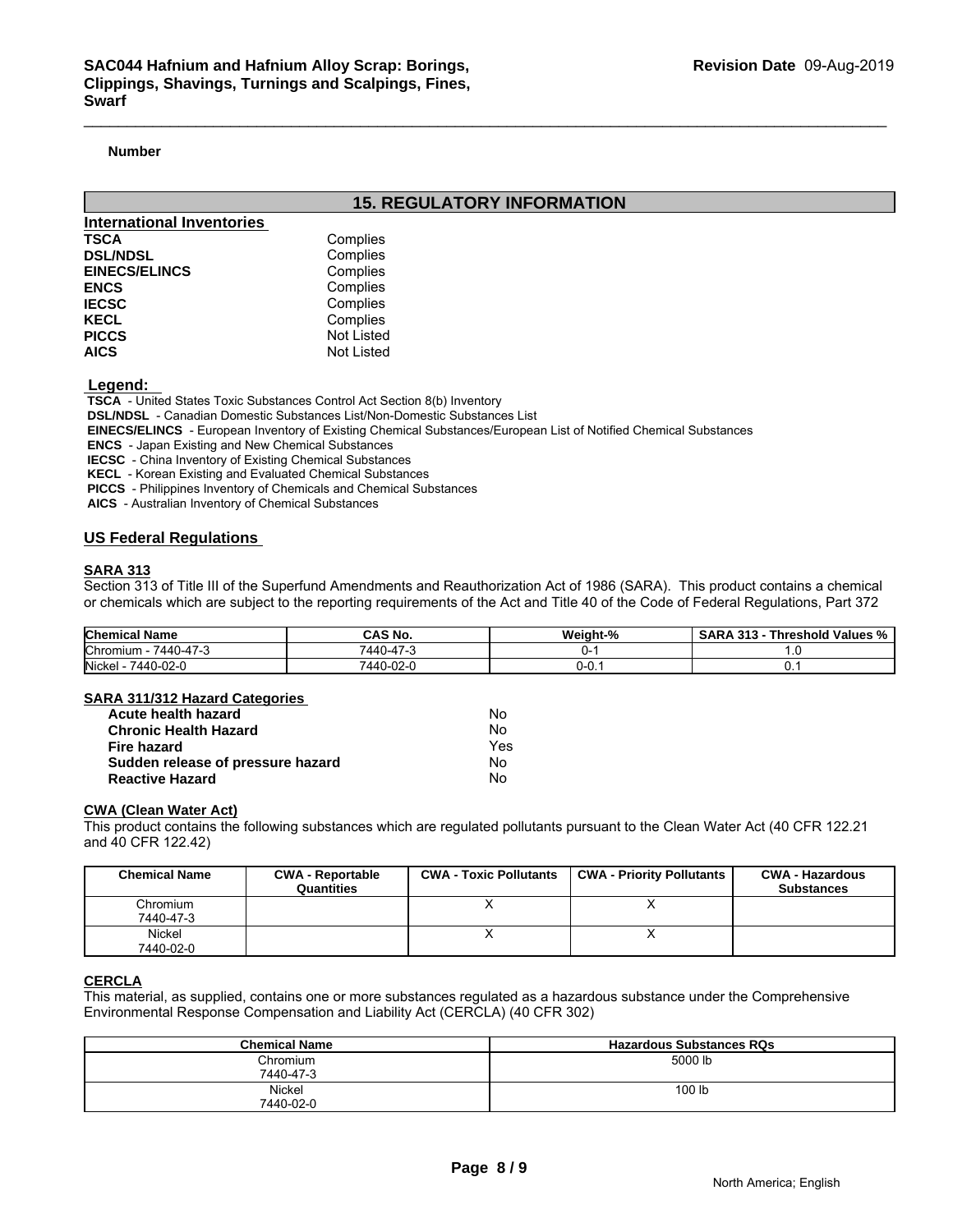**Number**

## 15. REGULATORY INFORMATION

**International Inventories**

| | |
|---|---|
| **TSCA** | Complies |
| **DSL/NDSL** | Complies |
| **EINECS/ELINCS** | Complies |
| **ENCS** | Complies |
| **IECSC** | Complies |
| **KECL** | Complies |
| **PICCS** | Not Listed |
| **AICS** | Not Listed |

**Legend:**

**TSCA** - United States Toxic Substances Control Act Section 8(b) Inventory
**DSL/NDSL** - Canadian Domestic Substances List/Non-Domestic Substances List
**EINECS/ELINCS** - European Inventory of Existing Chemical Substances/European List of Notified Chemical Substances
**ENCS** - Japan Existing and New Chemical Substances
**IECSC** - China Inventory of Existing Chemical Substances
**KECL** - Korean Existing and Evaluated Chemical Substances
**PICCS** - Philippines Inventory of Chemicals and Chemical Substances
**AICS** - Australian Inventory of Chemical Substances

### US Federal Regulations

**SARA 313**

Section 313 of Title III of the Superfund Amendments and Reauthorization Act of 1986 (SARA). This product contains a chemical or chemicals which are subject to the reporting requirements of the Act and Title 40 of the Code of Federal Regulations, Part 372

| Chemical Name | CAS No. | Weight-% | SARA 313 - Threshold Values % |
|---|---|---|---|
| Chromium - 7440-47-3 | 7440-47-3 | 0-1 | 1.0 |
| Nickel - 7440-02-0 | 7440-02-0 | 0-0.1 | 0.1 |

**SARA 311/312 Hazard Categories**

| | |
|---|---|
| **Acute health hazard** | No |
| **Chronic Health Hazard** | No |
| **Fire hazard** | Yes |
| **Sudden release of pressure hazard** | No |
| **Reactive Hazard** | No |

**CWA (Clean Water Act)**

This product contains the following substances which are regulated pollutants pursuant to the Clean Water Act (40 CFR 122.21 and 40 CFR 122.42)

| Chemical Name | CWA - Reportable Quantities | CWA - Toxic Pollutants | CWA - Priority Pollutants | CWA - Hazardous Substances |
|---|---|---|---|---|
| Chromium 7440-47-3 | | X | X | |
| Nickel 7440-02-0 | | X | X | |

**CERCLA**

This material, as supplied, contains one or more substances regulated as a hazardous substance under the Comprehensive Environmental Response Compensation and Liability Act (CERCLA) (40 CFR 302)

| Chemical Name | Hazardous Substances RQs |
|---|---|
| Chromium 7440-47-3 | 5000 lb |
| Nickel 7440-02-0 | 100 lb |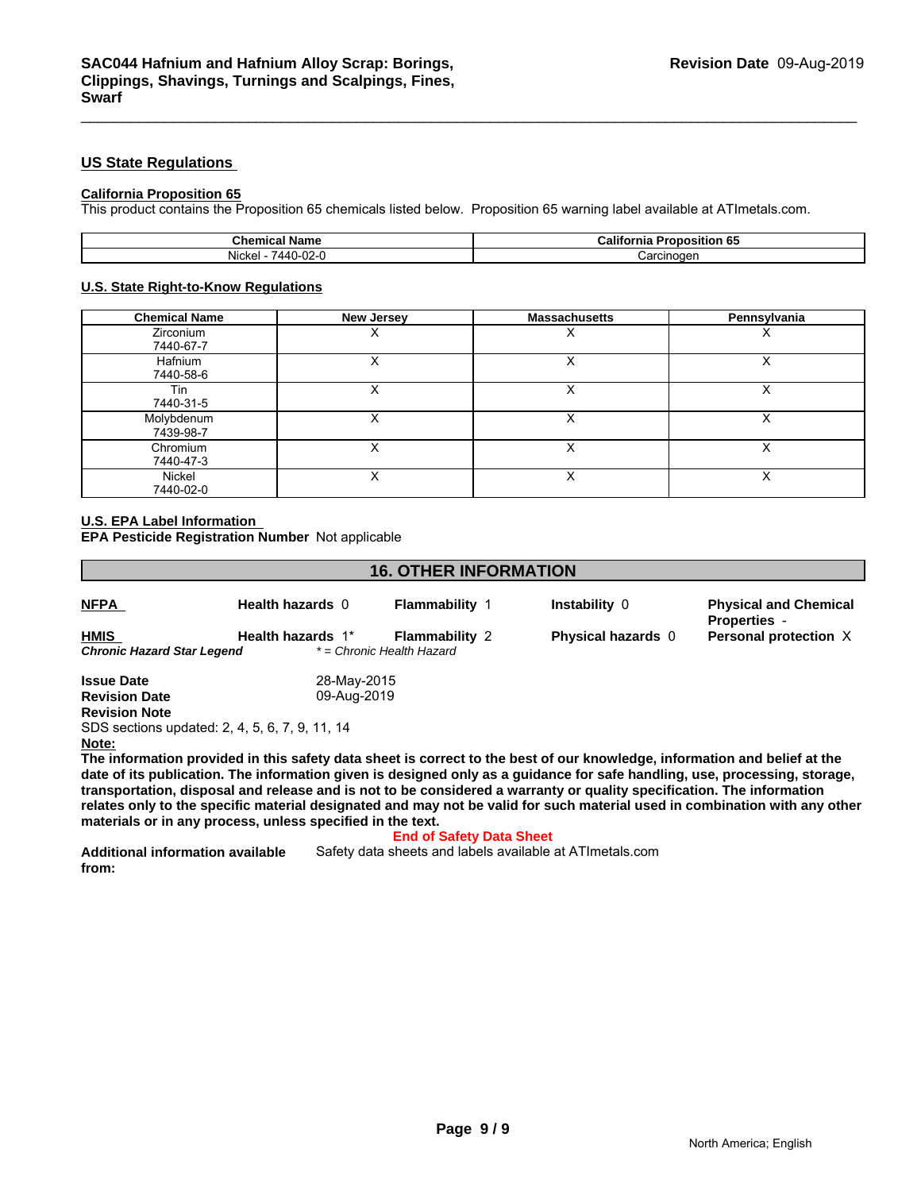## US State Regulations

### California Proposition 65

This product contains the Proposition 65 chemicals listed below. Proposition 65 warning label available at ATImetals.com.

| Chemical Name | California Proposition 65 |
|---|---|
| Nickel - 7440-02-0 | Carcinogen |

### U.S. State Right-to-Know Regulations

| Chemical Name | New Jersey | Massachusetts | Pennsylvania |
|---|---|---|---|
| Zirconium 7440-67-7 | X | X | X |
| Hafnium 7440-58-6 | X | X | X |
| Tin 7440-31-5 | X | X | X |
| Molybdenum 7439-98-7 | X | X | X |
| Chromium 7440-47-3 | X | X | X |
| Nickel 7440-02-0 | X | X | X |

### U.S. EPA Label Information

**EPA Pesticide Registration Number** Not applicable

## 16. OTHER INFORMATION

| | | | | |
|---|---|---|---|---|
| **NFPA** | **Health hazards** 0 | **Flammability** 1 | **Instability** 0 | **Physical and Chemical Properties** - |
| **HMIS** | **Health hazards** 1* | **Flammability** 2 | **Physical hazards** 0 | **Personal protection** X |

***Chronic Hazard Star Legend*** *\* = Chronic Health Hazard*

**Issue Date** 28-May-2015

**Revision Date** 09-Aug-2019

**Revision Note**

SDS sections updated: 2, 4, 5, 6, 7, 9, 11, 14

**Note:**

**The information provided in this safety data sheet is correct to the best of our knowledge, information and belief at the date of its publication. The information given is designed only as a guidance for safe handling, use, processing, storage, transportation, disposal and release and is not to be considered a warranty or quality specification. The information relates only to the specific material designated and may not be valid for such material used in combination with any other materials or in any process, unless specified in the text.**

**End of Safety Data Sheet**

**Additional information available from:** Safety data sheets and labels available at ATImetals.com